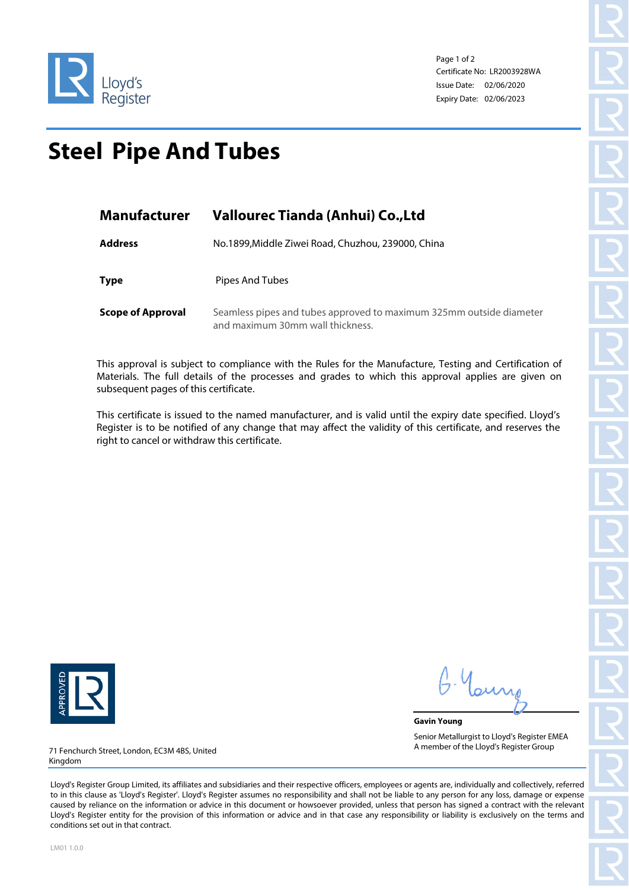Lloyd's Register

Certificate No: LR2003928WA
Issue Date: 02/06/2020
Expiry Date: 02/06/2023

# Steel Pipe And Tubes

| | |
|---|---|
| **Manufacturer** | **Vallourec Tianda (Anhui) Co.,Ltd** |
| **Address** | No.1899,Middle Ziwei Road, Chuzhou, 239000, China |
| **Type** | Pipes And Tubes |
| **Scope of Approval** | Seamless pipes and tubes approved to maximum 325mm outside diameter and maximum 30mm wall thickness. |

This approval is subject to compliance with the Rules for the Manufacture, Testing and Certification of Materials. The full details of the processes and grades to which this approval applies are given on subsequent pages of this certificate.

This certificate is issued to the named manufacturer, and is valid until the expiry date specified. Lloyd's Register is to be notified of any change that may affect the validity of this certificate, and reserves the right to cancel or withdraw this certificate.

APPROVED LR

G. Young

**Gavin Young**

Senior Metallurgist to Lloyd's Register EMEA
A member of the Lloyd's Register Group

71 Fenchurch Street, London, EC3M 4BS, United Kingdom

Lloyd's Register Group Limited, its affiliates and subsidiaries and their respective officers, employees or agents are, individually and collectively, referred to in this clause as 'Lloyd's Register'. Lloyd's Register assumes no responsibility and shall not be liable to any person for any loss, damage or expense caused by reliance on the information or advice in this document or howsoever provided, unless that person has signed a contract with the relevant Lloyd's Register entity for the provision of this information or advice and in that case any responsibility or liability is exclusively on the terms and conditions set out in that contract.

LM01 1.0.0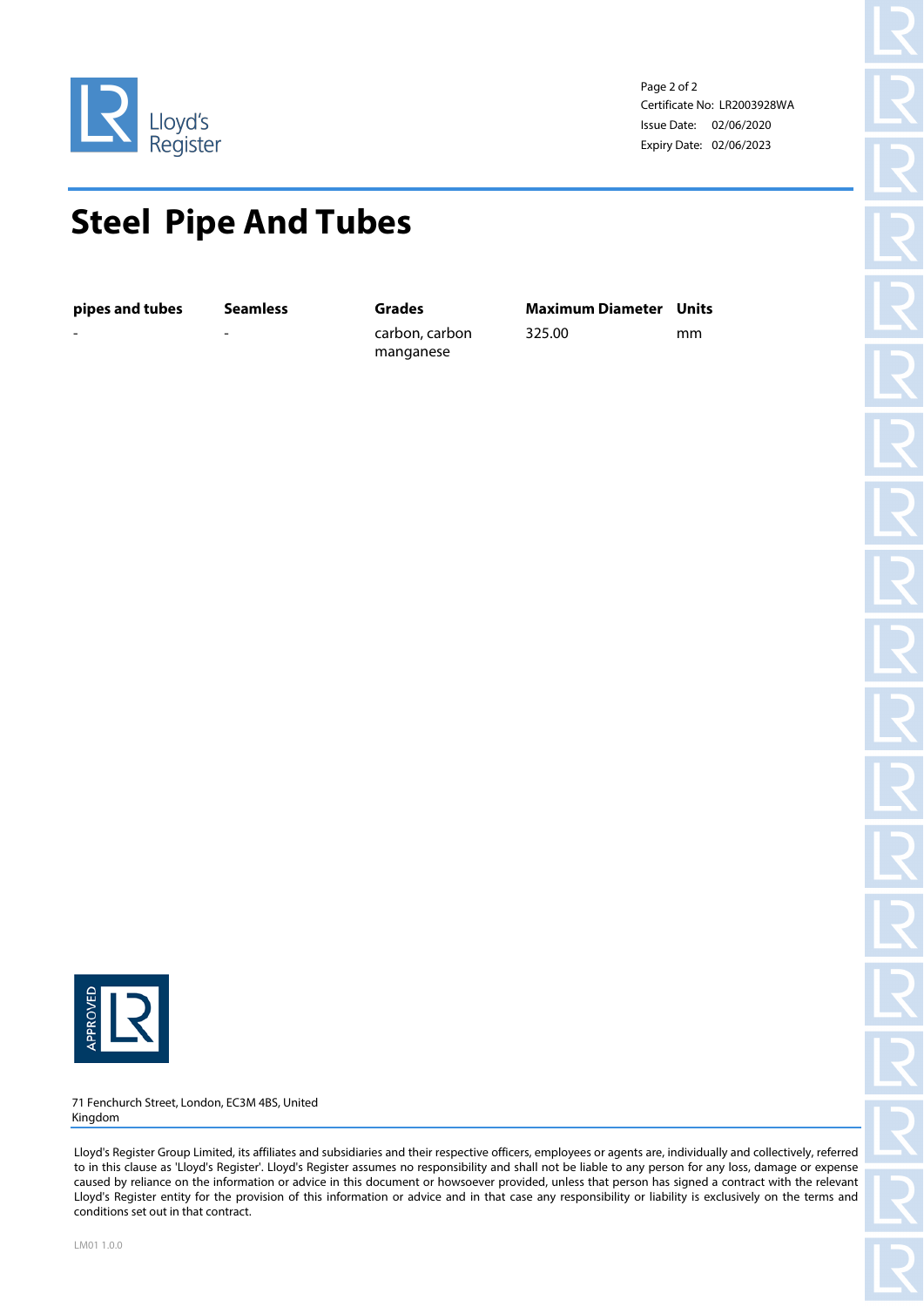Certificate No: LR2003928WA
Issue Date: 02/06/2020
Expiry Date: 02/06/2023

# Steel Pipe And Tubes

| pipes and tubes | Seamless | Grades | Maximum Diameter | Units |
|---|---|---|---|---|
| - | - | carbon, carbon manganese | 325.00 | mm |

71 Fenchurch Street, London, EC3M 4BS, United Kingdom

Lloyd's Register Group Limited, its affiliates and subsidiaries and their respective officers, employees or agents are, individually and collectively, referred to in this clause as 'Lloyd's Register'. Lloyd's Register assumes no responsibility and shall not be liable to any person for any loss, damage or expense caused by reliance on the information or advice in this document or howsoever provided, unless that person has signed a contract with the relevant Lloyd's Register entity for the provision of this information or advice and in that case any responsibility or liability is exclusively on the terms and conditions set out in that contract.

LM01 1.0.0